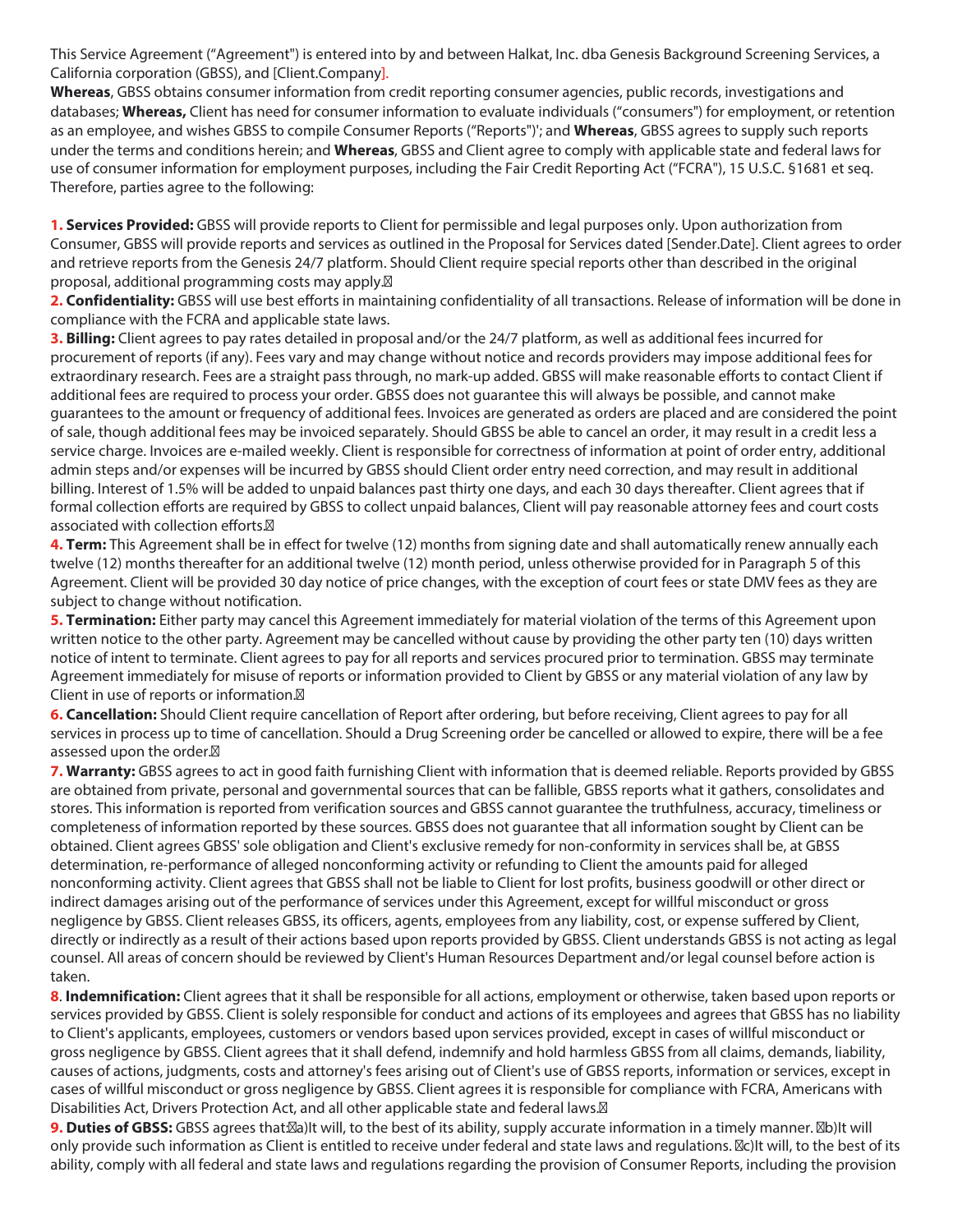This Service Agreement ("Agreement") is entered into by and between Halkat, Inc. dba Genesis Background Screening Services, a California corporation (GBSS), and [Client.Company].

**Whereas**, GBSS obtains consumer information from credit reporting consumer agencies, public records, investigations and databases; **Whereas,** Client has need for consumer information to evaluate individuals ("consumers") for employment, or retention as an employee, and wishes GBSS to compile Consumer Reports ("Reports")'; and **Whereas**, GBSS agrees to supply such reports under the terms and conditions herein; and **Whereas**, GBSS and Client agree to comply with applicable state and federal laws for use of consumer information for employment purposes, including the Fair Credit Reporting Act ("FCRA"), 15 U.S.C. §1681 et seq. Therefore, parties agree to the following:

**1. Services Provided:** GBSS will provide reports to Client for permissible and legal purposes only. Upon authorization from Consumer, GBSS will provide reports and services as outlined in the Proposal for Services dated [Sender.Date]. Client agrees to order and retrieve reports from the Genesis 24/7 platform. Should Client require special reports other than described in the original proposal, additional programming costs may apply.

**2. Confidentiality:** GBSS will use best efforts in maintaining confidentiality of all transactions. Release of information will be done in compliance with the FCRA and applicable state laws.

**3. Billing:** Client agrees to pay rates detailed in proposal and/or the 24/7 platform, as well as additional fees incurred for procurement of reports (if any). Fees vary and may change without notice and records providers may impose additional fees for extraordinary research. Fees are a straight pass through, no mark-up added. GBSS will make reasonable efforts to contact Client if additional fees are required to process your order. GBSS does not guarantee this will always be possible, and cannot make guarantees to the amount or frequency of additional fees. Invoices are generated as orders are placed and are considered the point of sale, though additional fees may be invoiced separately. Should GBSS be able to cancel an order, it may result in a credit less a service charge. Invoices are e-mailed weekly. Client is responsible for correctness of information at point of order entry, additional admin steps and/or expenses will be incurred by GBSS should Client order entry need correction, and may result in additional billing. Interest of 1.5% will be added to unpaid balances past thirty one days, and each 30 days thereafter. Client agrees that if formal collection efforts are required by GBSS to collect unpaid balances, Client will pay reasonable attorney fees and court costs associated with collection efforts.

**4. Term:** This Agreement shall be in effect for twelve (12) months from signing date and shall automatically renew annually each twelve (12) months thereafter for an additional twelve (12) month period, unless otherwise provided for in Paragraph 5 of this Agreement. Client will be provided 30 day notice of price changes, with the exception of court fees or state DMV fees as they are subject to change without notification.

**5. Termination:** Either party may cancel this Agreement immediately for material violation of the terms of this Agreement upon written notice to the other party. Agreement may be cancelled without cause by providing the other party ten (10) days written notice of intent to terminate. Client agrees to pay for all reports and services procured prior to termination. GBSS may terminate Agreement immediately for misuse of reports or information provided to Client by GBSS or any material violation of any law by Client in use of reports or information.

**6. Cancellation:** Should Client require cancellation of Report after ordering, but before receiving, Client agrees to pay for all services in process up to time of cancellation. Should a Drug Screening order be cancelled or allowed to expire, there will be a fee assessed upon the order.

**7. Warranty:** GBSS agrees to act in good faith furnishing Client with information that is deemed reliable. Reports provided by GBSS are obtained from private, personal and governmental sources that can be fallible, GBSS reports what it gathers, consolidates and stores. This information is reported from verification sources and GBSS cannot guarantee the truthfulness, accuracy, timeliness or completeness of information reported by these sources. GBSS does not guarantee that all information sought by Client can be obtained. Client agrees GBSS' sole obligation and Client's exclusive remedy for non-conformity in services shall be, at GBSS determination, re-performance of alleged nonconforming activity or refunding to Client the amounts paid for alleged nonconforming activity. Client agrees that GBSS shall not be liable to Client for lost profits, business goodwill or other direct or indirect damages arising out of the performance of services under this Agreement, except for willful misconduct or gross negligence by GBSS. Client releases GBSS, its officers, agents, employees from any liability, cost, or expense suffered by Client, directly or indirectly as a result of their actions based upon reports provided by GBSS. Client understands GBSS is not acting as legal counsel. All areas of concern should be reviewed by Client's Human Resources Department and/or legal counsel before action is taken.

**8. Indemnification:** Client agrees that it shall be responsible for all actions, employment or otherwise, taken based upon reports or services provided by GBSS. Client is solely responsible for conduct and actions of its employees and agrees that GBSS has no liability to Client's applicants, employees, customers or vendors based upon services provided, except in cases of willful misconduct or gross negligence by GBSS. Client agrees that it shall defend, indemnify and hold harmless GBSS from all claims, demands, liability, causes of actions, judgments, costs and attorney's fees arising out of Client's use of GBSS reports, information or services, except in cases of willful misconduct or gross negligence by GBSS. Client agrees it is responsible for compliance with FCRA, Americans with Disabilities Act, Drivers Protection Act, and all other applicable state and federal laws.

**9. Duties of GBSS:** GBSS agrees that: a) It will, to the best of its ability, supply accurate information in a timely manner. b) It will only provide such information as Client is entitled to receive under federal and state laws and regulations. c) It will, to the best of its ability, comply with all federal and state laws and regulations regarding the provision of Consumer Reports, including the provision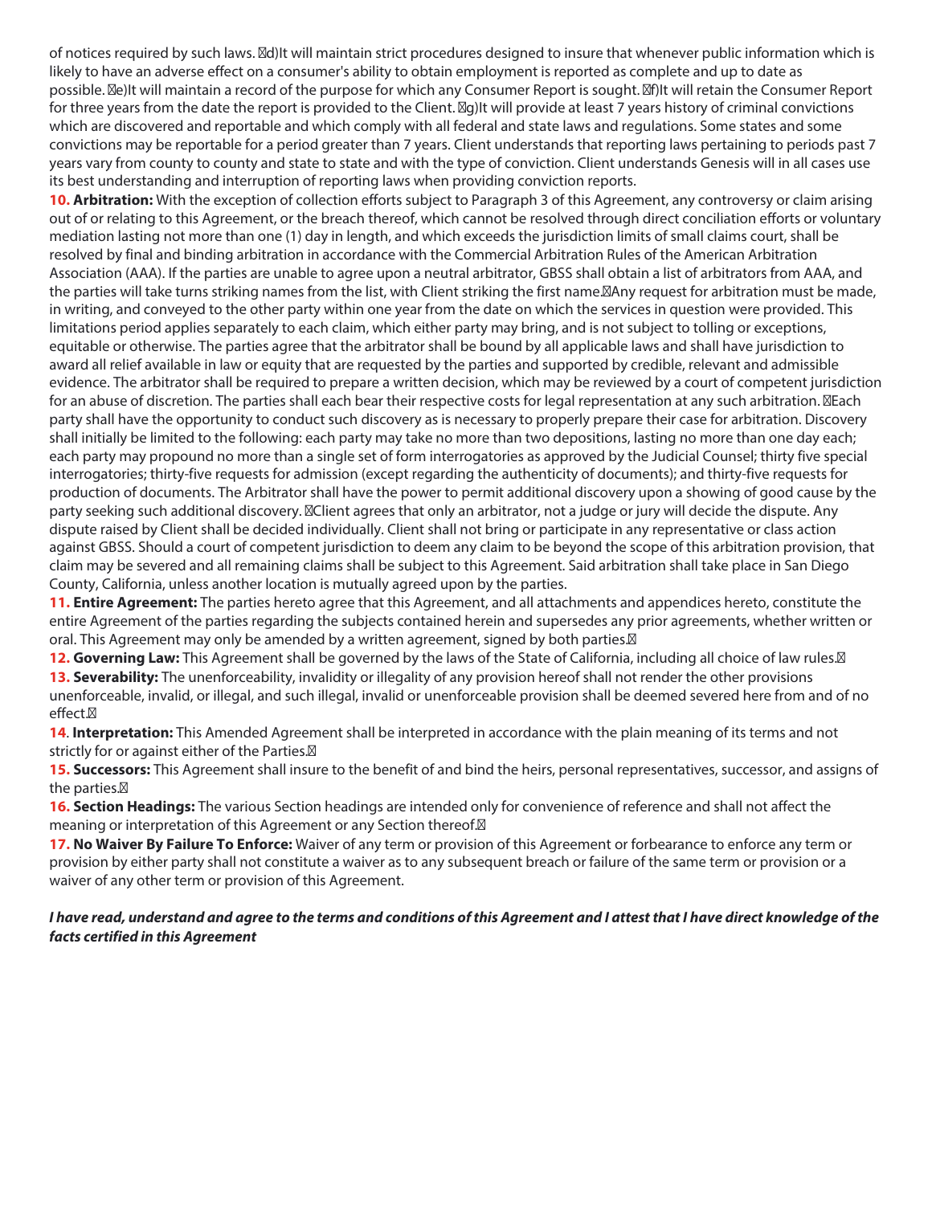of notices required by such laws. d)It will maintain strict procedures designed to insure that whenever public information which is likely to have an adverse effect on a consumer's ability to obtain employment is reported as complete and up to date as possible. e)It will maintain a record of the purpose for which any Consumer Report is sought. f)It will retain the Consumer Report for three years from the date the report is provided to the Client. g)It will provide at least 7 years history of criminal convictions which are discovered and reportable and which comply with all federal and state laws and regulations. Some states and some convictions may be reportable for a period greater than 7 years. Client understands that reporting laws pertaining to periods past 7 years vary from county to county and state to state and with the type of conviction. Client understands Genesis will in all cases use its best understanding and interruption of reporting laws when providing conviction reports.

**10. Arbitration:** With the exception of collection efforts subject to Paragraph 3 of this Agreement, any controversy or claim arising out of or relating to this Agreement, or the breach thereof, which cannot be resolved through direct conciliation efforts or voluntary mediation lasting not more than one (1) day in length, and which exceeds the jurisdiction limits of small claims court, shall be resolved by final and binding arbitration in accordance with the Commercial Arbitration Rules of the American Arbitration Association (AAA). If the parties are unable to agree upon a neutral arbitrator, GBSS shall obtain a list of arbitrators from AAA, and the parties will take turns striking names from the list, with Client striking the first name. Any request for arbitration must be made, in writing, and conveyed to the other party within one year from the date on which the services in question were provided. This limitations period applies separately to each claim, which either party may bring, and is not subject to tolling or exceptions, equitable or otherwise. The parties agree that the arbitrator shall be bound by all applicable laws and shall have jurisdiction to award all relief available in law or equity that are requested by the parties and supported by credible, relevant and admissible evidence. The arbitrator shall be required to prepare a written decision, which may be reviewed by a court of competent jurisdiction for an abuse of discretion. The parties shall each bear their respective costs for legal representation at any such arbitration. Each party shall have the opportunity to conduct such discovery as is necessary to properly prepare their case for arbitration. Discovery shall initially be limited to the following: each party may take no more than two depositions, lasting no more than one day each; each party may propound no more than a single set of form interrogatories as approved by the Judicial Counsel; thirty five special interrogatories; thirty-five requests for admission (except regarding the authenticity of documents); and thirty-five requests for production of documents. The Arbitrator shall have the power to permit additional discovery upon a showing of good cause by the party seeking such additional discovery. Client agrees that only an arbitrator, not a judge or jury will decide the dispute. Any dispute raised by Client shall be decided individually. Client shall not bring or participate in any representative or class action against GBSS. Should a court of competent jurisdiction to deem any claim to be beyond the scope of this arbitration provision, that claim may be severed and all remaining claims shall be subject to this Agreement. Said arbitration shall take place in San Diego County, California, unless another location is mutually agreed upon by the parties.

**11. Entire Agreement:** The parties hereto agree that this Agreement, and all attachments and appendices hereto, constitute the entire Agreement of the parties regarding the subjects contained herein and supersedes any prior agreements, whether written or oral. This Agreement may only be amended by a written agreement, signed by both parties.

**12. Governing Law:** This Agreement shall be governed by the laws of the State of California, including all choice of law rules.

**13. Severability:** The unenforceability, invalidity or illegality of any provision hereof shall not render the other provisions unenforceable, invalid, or illegal, and such illegal, invalid or unenforceable provision shall be deemed severed here from and of no effect.

**14. Interpretation:** This Amended Agreement shall be interpreted in accordance with the plain meaning of its terms and not strictly for or against either of the Parties.

**15. Successors:** This Agreement shall insure to the benefit of and bind the heirs, personal representatives, successor, and assigns of the parties.

**16. Section Headings:** The various Section headings are intended only for convenience of reference and shall not affect the meaning or interpretation of this Agreement or any Section thereof.

**17. No Waiver By Failure To Enforce:** Waiver of any term or provision of this Agreement or forbearance to enforce any term or provision by either party shall not constitute a waiver as to any subsequent breach or failure of the same term or provision or a waiver of any other term or provision of this Agreement.

***I have read, understand and agree to the terms and conditions of this Agreement and I attest that I have direct knowledge of the facts certified in this Agreement***